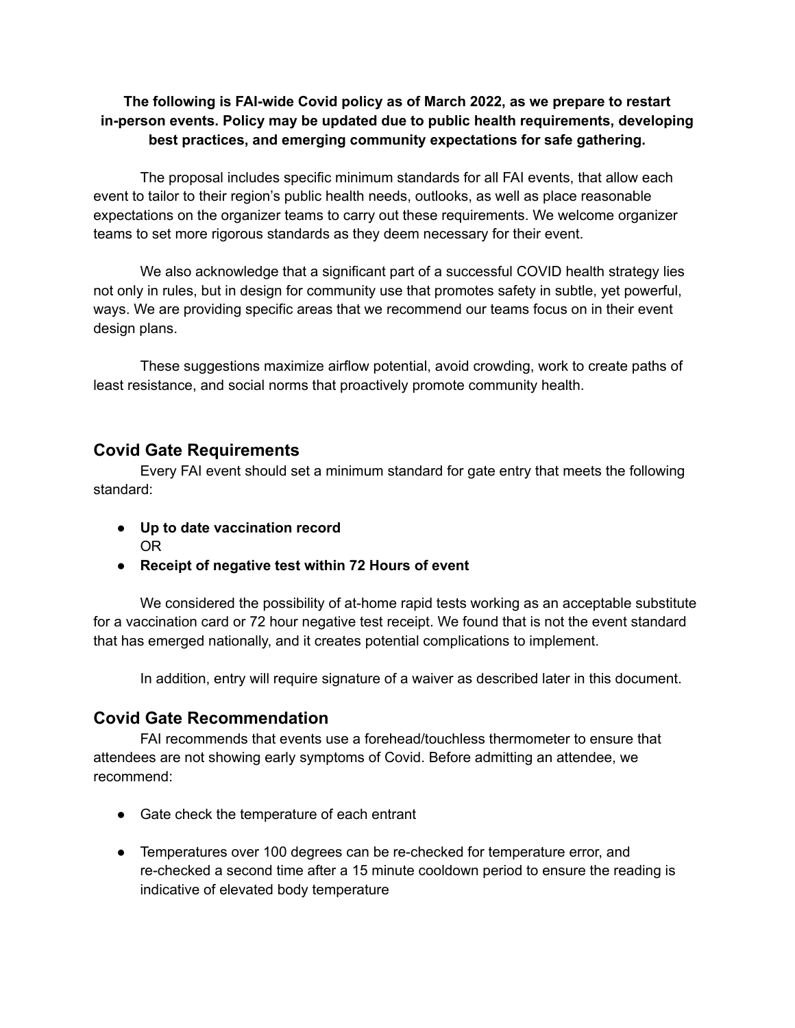**The following is FAI-wide Covid policy as of March 2022, as we prepare to restart in-person events. Policy may be updated due to public health requirements, developing best practices, and emerging community expectations for safe gathering.**

The proposal includes specific minimum standards for all FAI events, that allow each event to tailor to their region's public health needs, outlooks, as well as place reasonable expectations on the organizer teams to carry out these requirements. We welcome organizer teams to set more rigorous standards as they deem necessary for their event.

We also acknowledge that a significant part of a successful COVID health strategy lies not only in rules, but in design for community use that promotes safety in subtle, yet powerful, ways. We are providing specific areas that we recommend our teams focus on in their event design plans.

These suggestions maximize airflow potential, avoid crowding, work to create paths of least resistance, and social norms that proactively promote community health.

## Covid Gate Requirements

Every FAI event should set a minimum standard for gate entry that meets the following standard:

- **Up to date vaccination record**
  OR
- **Receipt of negative test within 72 Hours of event**

We considered the possibility of at-home rapid tests working as an acceptable substitute for a vaccination card or 72 hour negative test receipt. We found that is not the event standard that has emerged nationally, and it creates potential complications to implement.

In addition, entry will require signature of a waiver as described later in this document.

## Covid Gate Recommendation

FAI recommends that events use a forehead/touchless thermometer to ensure that attendees are not showing early symptoms of Covid. Before admitting an attendee, we recommend:

- Gate check the temperature of each entrant
- Temperatures over 100 degrees can be re-checked for temperature error, and re-checked a second time after a 15 minute cooldown period to ensure the reading is indicative of elevated body temperature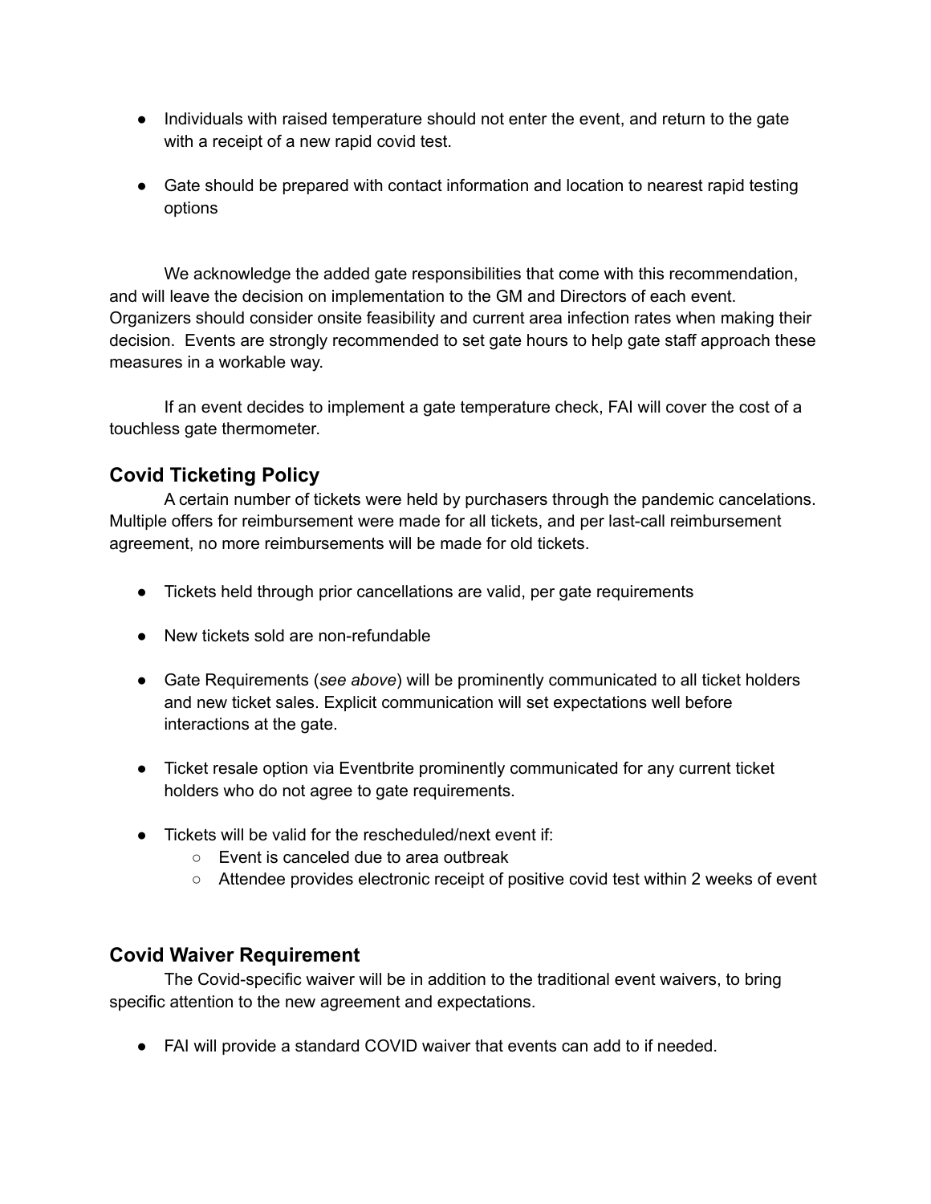- Individuals with raised temperature should not enter the event, and return to the gate with a receipt of a new rapid covid test.
- Gate should be prepared with contact information and location to nearest rapid testing options

We acknowledge the added gate responsibilities that come with this recommendation, and will leave the decision on implementation to the GM and Directors of each event. Organizers should consider onsite feasibility and current area infection rates when making their decision. Events are strongly recommended to set gate hours to help gate staff approach these measures in a workable way.

If an event decides to implement a gate temperature check, FAI will cover the cost of a touchless gate thermometer.

## Covid Ticketing Policy

A certain number of tickets were held by purchasers through the pandemic cancelations. Multiple offers for reimbursement were made for all tickets, and per last-call reimbursement agreement, no more reimbursements will be made for old tickets.

- Tickets held through prior cancellations are valid, per gate requirements
- New tickets sold are non-refundable
- Gate Requirements (*see above*) will be prominently communicated to all ticket holders and new ticket sales. Explicit communication will set expectations well before interactions at the gate.
- Ticket resale option via Eventbrite prominently communicated for any current ticket holders who do not agree to gate requirements.
- Tickets will be valid for the rescheduled/next event if:
  - Event is canceled due to area outbreak
  - Attendee provides electronic receipt of positive covid test within 2 weeks of event

## Covid Waiver Requirement

The Covid-specific waiver will be in addition to the traditional event waivers, to bring specific attention to the new agreement and expectations.

- FAI will provide a standard COVID waiver that events can add to if needed.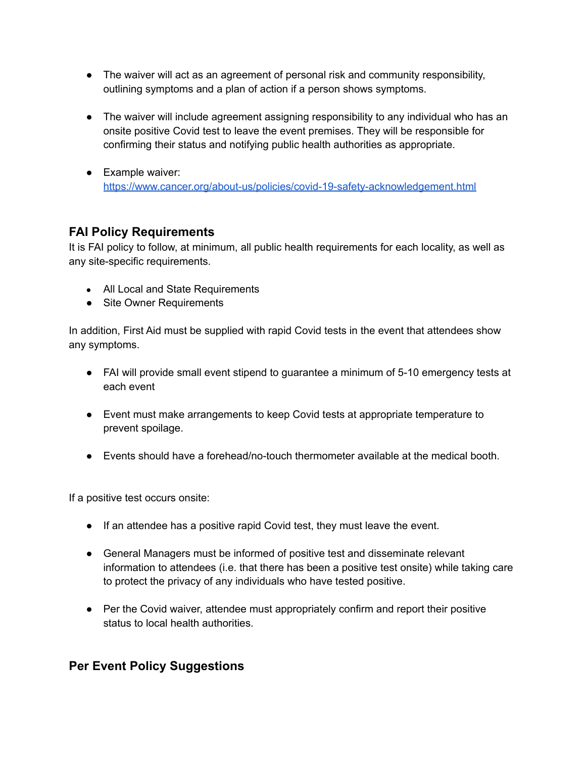- The waiver will act as an agreement of personal risk and community responsibility, outlining symptoms and a plan of action if a person shows symptoms.

- The waiver will include agreement assigning responsibility to any individual who has an onsite positive Covid test to leave the event premises. They will be responsible for confirming their status and notifying public health authorities as appropriate.

- Example waiver: [https://www.cancer.org/about-us/policies/covid-19-safety-acknowledgement.html](https://www.cancer.org/about-us/policies/covid-19-safety-acknowledgement.html)

## FAI Policy Requirements

It is FAI policy to follow, at minimum, all public health requirements for each locality, as well as any site-specific requirements.

- All Local and State Requirements
- Site Owner Requirements

In addition, First Aid must be supplied with rapid Covid tests in the event that attendees show any symptoms.

- FAI will provide small event stipend to guarantee a minimum of 5-10 emergency tests at each event

- Event must make arrangements to keep Covid tests at appropriate temperature to prevent spoilage.

- Events should have a forehead/no-touch thermometer available at the medical booth.

If a positive test occurs onsite:

- If an attendee has a positive rapid Covid test, they must leave the event.

- General Managers must be informed of positive test and disseminate relevant information to attendees (i.e. that there has been a positive test onsite) while taking care to protect the privacy of any individuals who have tested positive.

- Per the Covid waiver, attendee must appropriately confirm and report their positive status to local health authorities.

## Per Event Policy Suggestions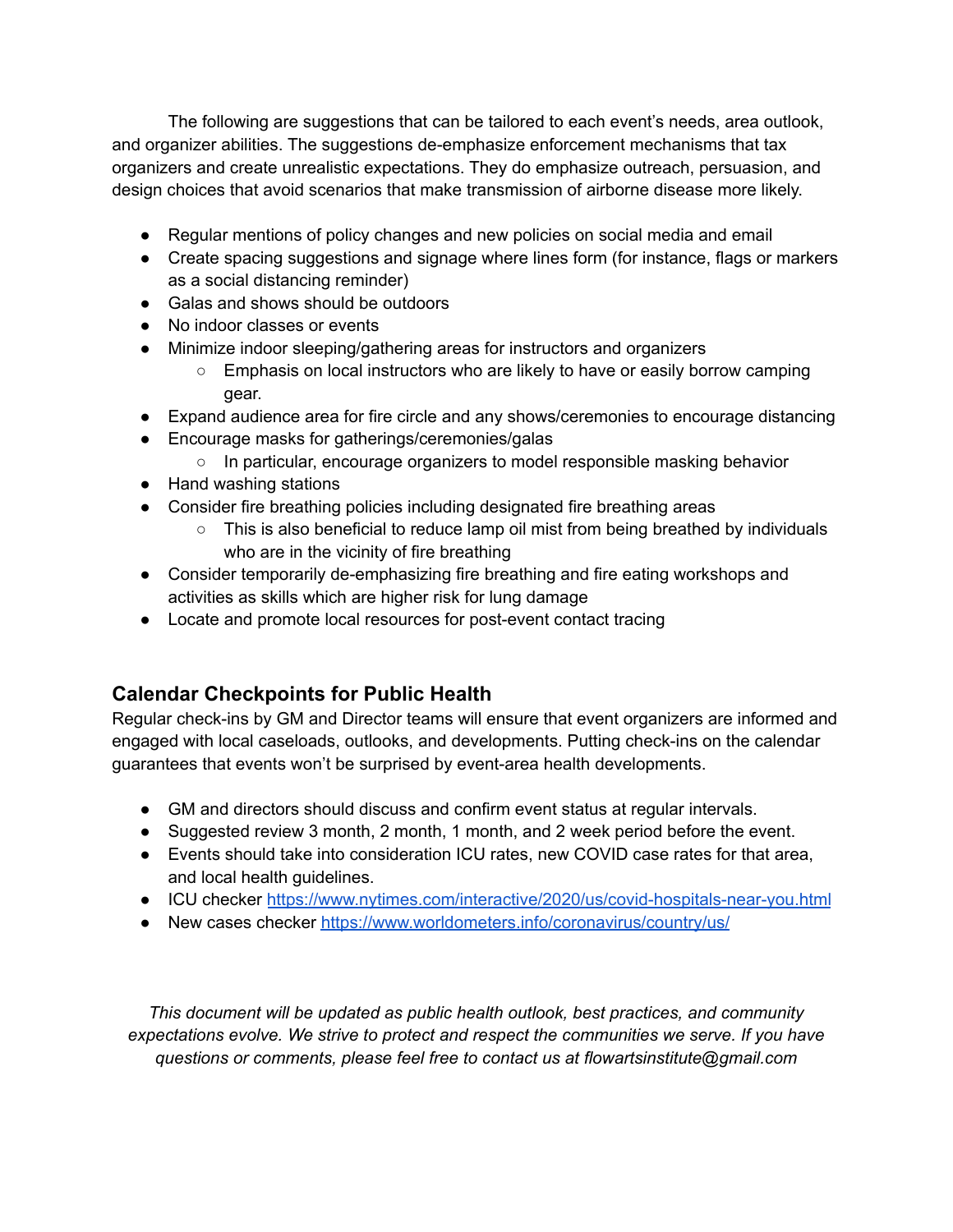The following are suggestions that can be tailored to each event's needs, area outlook, and organizer abilities. The suggestions de-emphasize enforcement mechanisms that tax organizers and create unrealistic expectations. They do emphasize outreach, persuasion, and design choices that avoid scenarios that make transmission of airborne disease more likely.

- Regular mentions of policy changes and new policies on social media and email
- Create spacing suggestions and signage where lines form (for instance, flags or markers as a social distancing reminder)
- Galas and shows should be outdoors
- No indoor classes or events
- Minimize indoor sleeping/gathering areas for instructors and organizers
  - Emphasis on local instructors who are likely to have or easily borrow camping gear.
- Expand audience area for fire circle and any shows/ceremonies to encourage distancing
- Encourage masks for gatherings/ceremonies/galas
  - In particular, encourage organizers to model responsible masking behavior
- Hand washing stations
- Consider fire breathing policies including designated fire breathing areas
  - This is also beneficial to reduce lamp oil mist from being breathed by individuals who are in the vicinity of fire breathing
- Consider temporarily de-emphasizing fire breathing and fire eating workshops and activities as skills which are higher risk for lung damage
- Locate and promote local resources for post-event contact tracing

## Calendar Checkpoints for Public Health

Regular check-ins by GM and Director teams will ensure that event organizers are informed and engaged with local caseloads, outlooks, and developments. Putting check-ins on the calendar guarantees that events won't be surprised by event-area health developments.

- GM and directors should discuss and confirm event status at regular intervals.
- Suggested review 3 month, 2 month, 1 month, and 2 week period before the event.
- Events should take into consideration ICU rates, new COVID case rates for that area, and local health guidelines.
- ICU checker https://www.nytimes.com/interactive/2020/us/covid-hospitals-near-you.html
- New cases checker https://www.worldometers.info/coronavirus/country/us/

*This document will be updated as public health outlook, best practices, and community expectations evolve. We strive to protect and respect the communities we serve. If you have questions or comments, please feel free to contact us at flowartsinstitute@gmail.com*